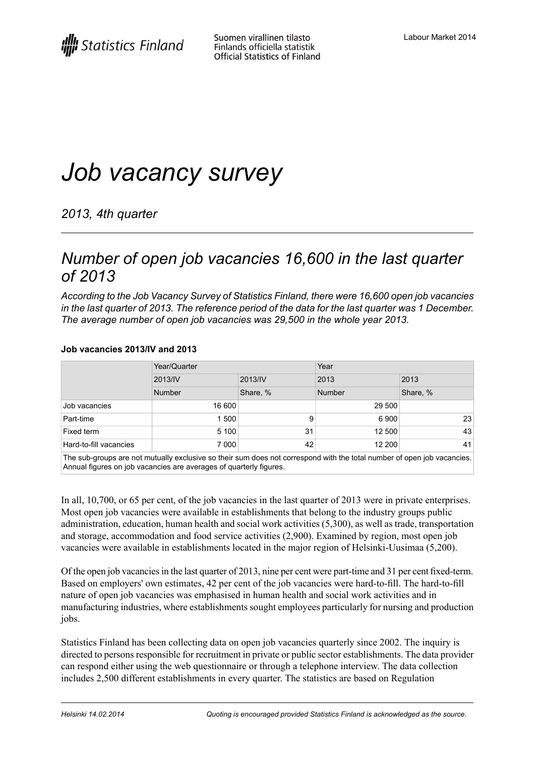# Job vacancy survey

*2013, 4th quarter*

## *Number of open job vacancies 16,600 in the last quarter of 2013*

*According to the Job Vacancy Survey of Statistics Finland, there were 16,600 open job vacancies in the last quarter of 2013. The reference period of the data for the last quarter was 1 December. The average number of open job vacancies was 29,500 in the whole year 2013.*

### Job vacancies 2013/IV and 2013

| | Year/Quarter | | Year | |
|---|---|---|---|---|
| | 2013/IV | 2013/IV | 2013 | 2013 |
| | Number | Share, % | Number | Share, % |
| Job vacancies | 16 600 | | 29 500 | |
| Part-time | 1 500 | 9 | 6 900 | 23 |
| Fixed term | 5 100 | 31 | 12 500 | 43 |
| Hard-to-fill vacancies | 7 000 | 42 | 12 200 | 41 |

The sub-groups are not mutually exclusive so their sum does not correspond with the total number of open job vacancies. Annual figures on job vacancies are averages of quarterly figures.

In all, 10,700, or 65 per cent, of the job vacancies in the last quarter of 2013 were in private enterprises. Most open job vacancies were available in establishments that belong to the industry groups public administration, education, human health and social work activities (5,300), as well as trade, transportation and storage, accommodation and food service activities (2,900). Examined by region, most open job vacancies were available in establishments located in the major region of Helsinki-Uusimaa (5,200).

Of the open job vacancies in the last quarter of 2013, nine per cent were part-time and 31 per cent fixed-term. Based on employers' own estimates, 42 per cent of the job vacancies were hard-to-fill. The hard-to-fill nature of open job vacancies was emphasised in human health and social work activities and in manufacturing industries, where establishments sought employees particularly for nursing and production jobs.

Statistics Finland has been collecting data on open job vacancies quarterly since 2002. The inquiry is directed to persons responsible for recruitment in private or public sector establishments. The data provider can respond either using the web questionnaire or through a telephone interview. The data collection includes 2,500 different establishments in every quarter. The statistics are based on Regulation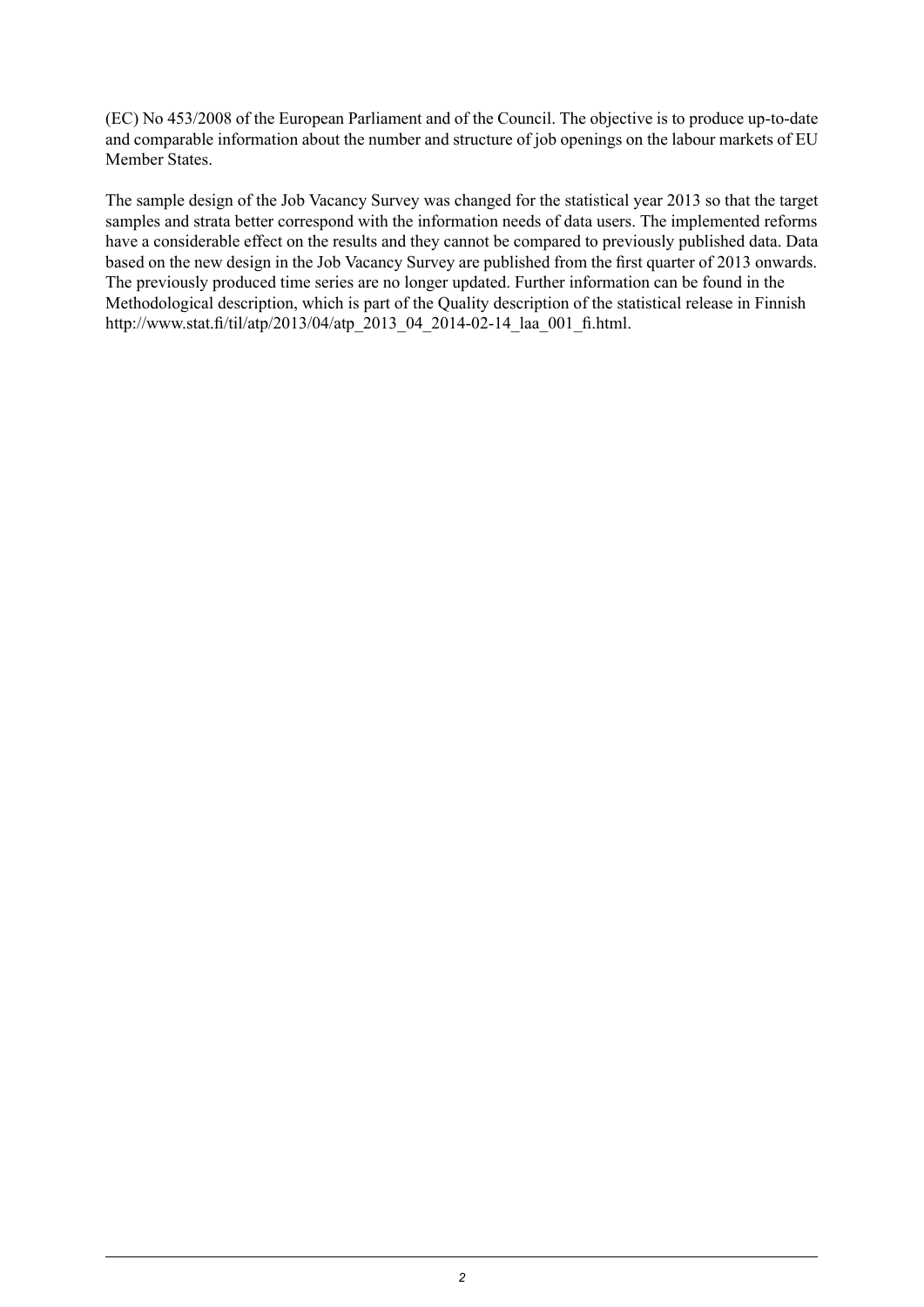(EC) No 453/2008 of the European Parliament and of the Council. The objective is to produce up-to-date and comparable information about the number and structure of job openings on the labour markets of EU Member States.

The sample design of the Job Vacancy Survey was changed for the statistical year 2013 so that the target samples and strata better correspond with the information needs of data users. The implemented reforms have a considerable effect on the results and they cannot be compared to previously published data. Data based on the new design in the Job Vacancy Survey are published from the first quarter of 2013 onwards. The previously produced time series are no longer updated. Further information can be found in the Methodological description, which is part of the Quality description of the statistical release in Finnish http://www.stat.fi/til/atp/2013/04/atp_2013_04_2014-02-14_laa_001_fi.html.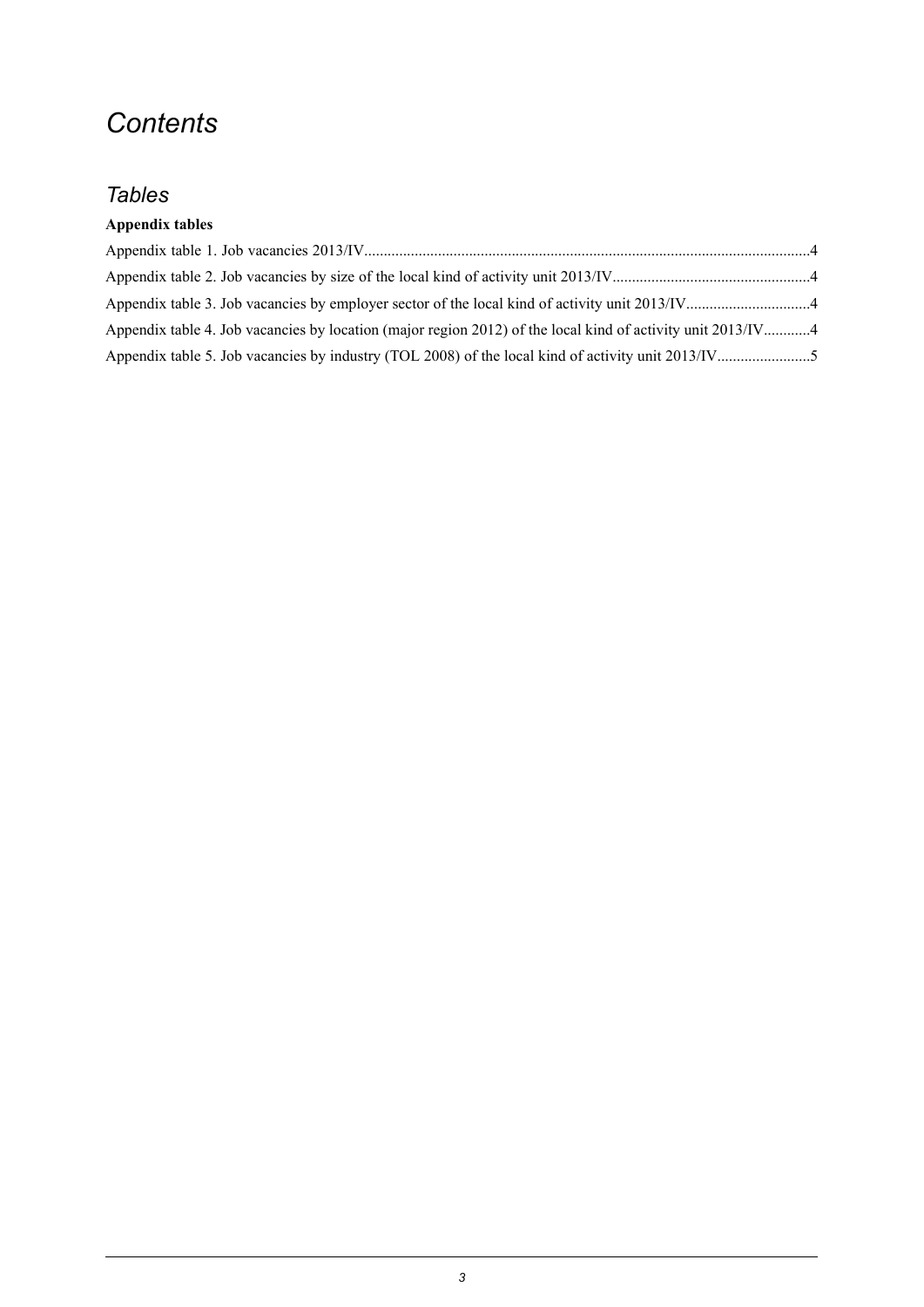# *Contents*

## *Tables*

**Appendix tables**

Appendix table 1. Job vacancies 2013/IV....................................................................................................................4

Appendix table 2. Job vacancies by size of the local kind of activity unit 2013/IV...................................................4

Appendix table 3. Job vacancies by employer sector of the local kind of activity unit 2013/IV................................4

Appendix table 4. Job vacancies by location (major region 2012) of the local kind of activity unit 2013/IV............4

Appendix table 5. Job vacancies by industry (TOL 2008) of the local kind of activity unit 2013/IV........................5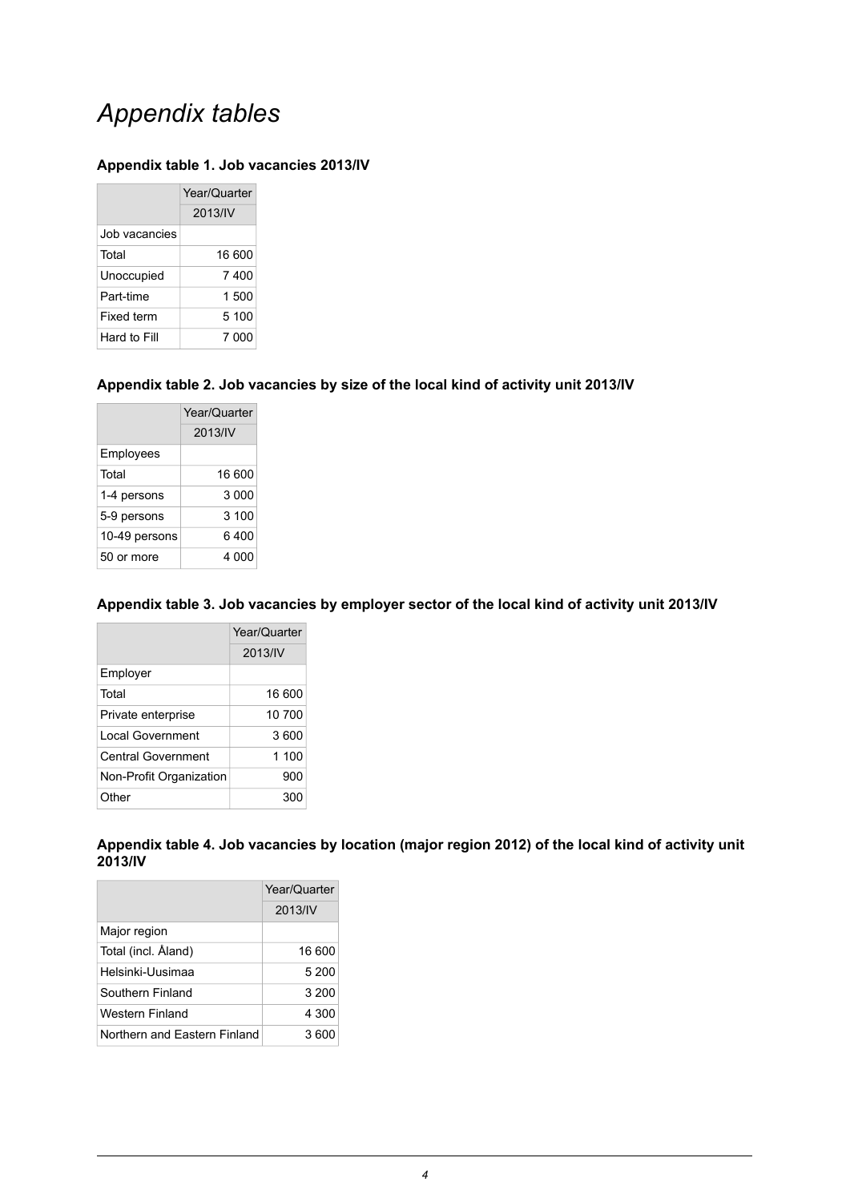# *Appendix tables*

### Appendix table 1. Job vacancies 2013/IV

| | Year/Quarter |
|---|---|
| | 2013/IV |
| Job vacancies | |
| Total | 16 600 |
| Unoccupied | 7 400 |
| Part-time | 1 500 |
| Fixed term | 5 100 |
| Hard to Fill | 7 000 |

### Appendix table 2. Job vacancies by size of the local kind of activity unit 2013/IV

| | Year/Quarter |
|---|---|
| | 2013/IV |
| Employees | |
| Total | 16 600 |
| 1-4 persons | 3 000 |
| 5-9 persons | 3 100 |
| 10-49 persons | 6 400 |
| 50 or more | 4 000 |

### Appendix table 3. Job vacancies by employer sector of the local kind of activity unit 2013/IV

| | Year/Quarter |
|---|---|
| | 2013/IV |
| Employer | |
| Total | 16 600 |
| Private enterprise | 10 700 |
| Local Government | 3 600 |
| Central Government | 1 100 |
| Non-Profit Organization | 900 |
| Other | 300 |

### Appendix table 4. Job vacancies by location (major region 2012) of the local kind of activity unit 2013/IV

| | Year/Quarter |
|---|---|
| | 2013/IV |
| Major region | |
| Total (incl. Åland) | 16 600 |
| Helsinki-Uusimaa | 5 200 |
| Southern Finland | 3 200 |
| Western Finland | 4 300 |
| Northern and Eastern Finland | 3 600 |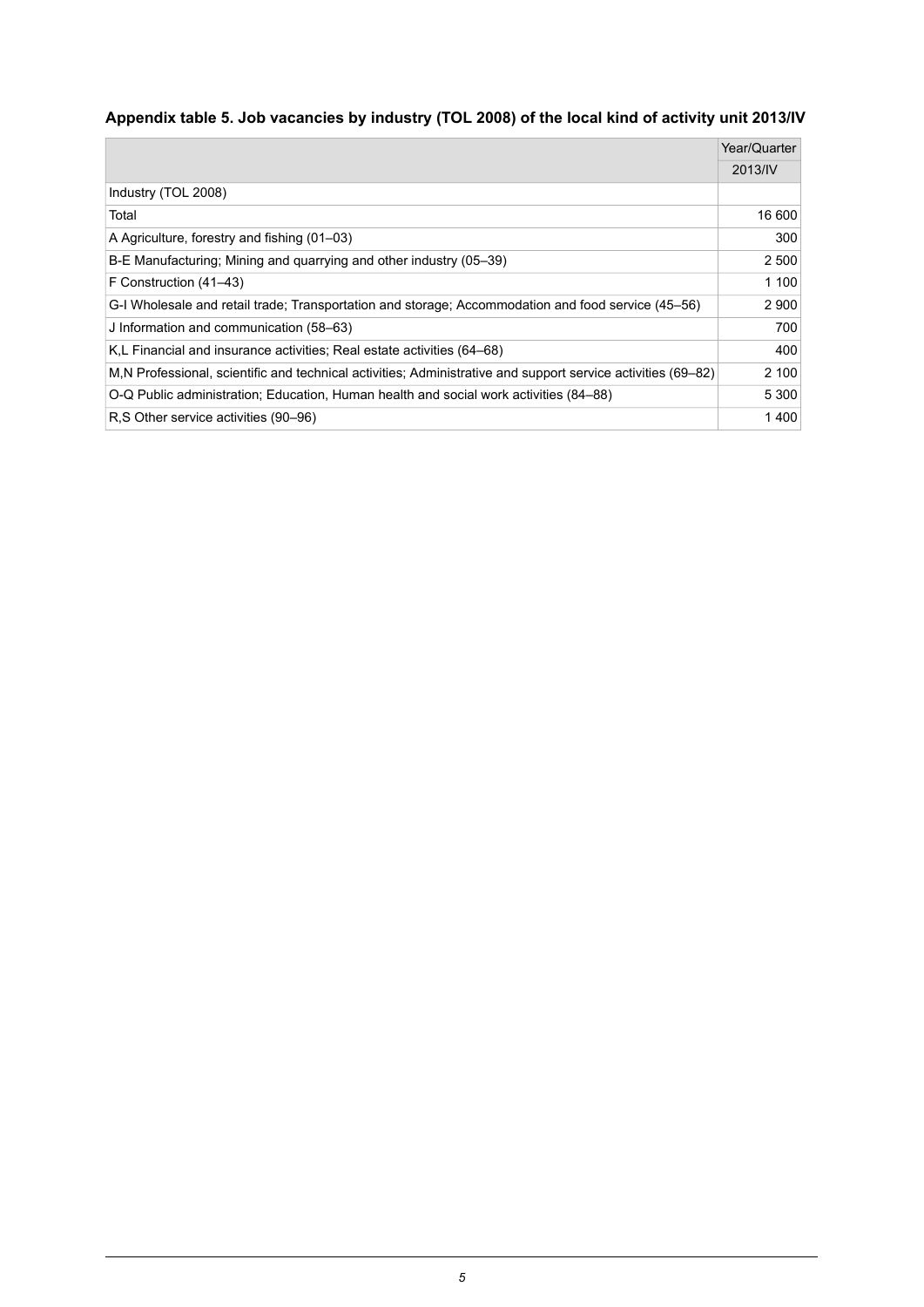## Appendix table 5. Job vacancies by industry (TOL 2008) of the local kind of activity unit 2013/IV

| | Year/Quarter |
|---|---|
| | 2013/IV |
| Industry (TOL 2008) | |
| Total | 16 600 |
| A Agriculture, forestry and fishing (01–03) | 300 |
| B-E Manufacturing; Mining and quarrying and other industry (05–39) | 2 500 |
| F Construction (41–43) | 1 100 |
| G-I Wholesale and retail trade; Transportation and storage; Accommodation and food service (45–56) | 2 900 |
| J Information and communication (58–63) | 700 |
| K,L Financial and insurance activities; Real estate activities (64–68) | 400 |
| M,N Professional, scientific and technical activities; Administrative and support service activities (69–82) | 2 100 |
| O-Q Public administration; Education, Human health and social work activities (84–88) | 5 300 |
| R,S Other service activities (90–96) | 1 400 |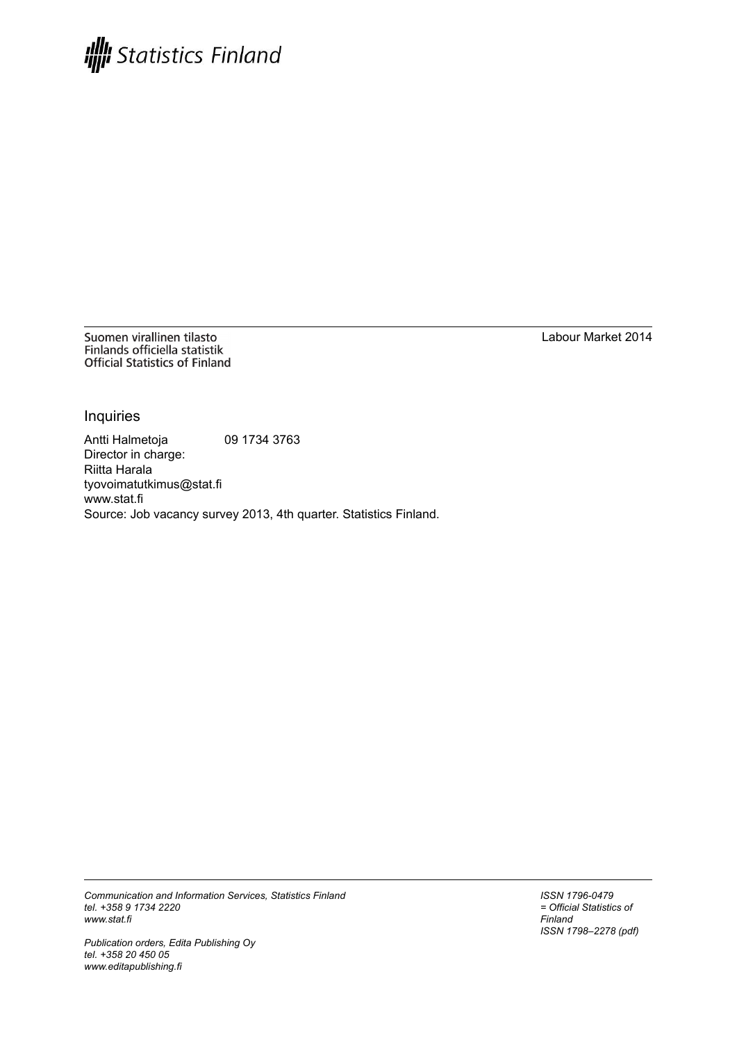Statistics Finland

Suomen virallinen tilasto
Finlands officiella statistik
**Official Statistics of Finland**

Labour Market 2014

## Inquiries

Antti Halmetoja 09 1734 3763
Director in charge:
Riitta Harala
tyovoimatutkimus@stat.fi
www.stat.fi
Source: Job vacancy survey 2013, 4th quarter. Statistics Finland.

*Communication and Information Services, Statistics Finland*
*tel. +358 9 1734 2220*
*www.stat.fi*

*Publication orders, Edita Publishing Oy*
*tel. +358 20 450 05*
*www.editapublishing.fi*

*ISSN 1796-0479*
*= Official Statistics of Finland*
*ISSN 1798–2278 (pdf)*